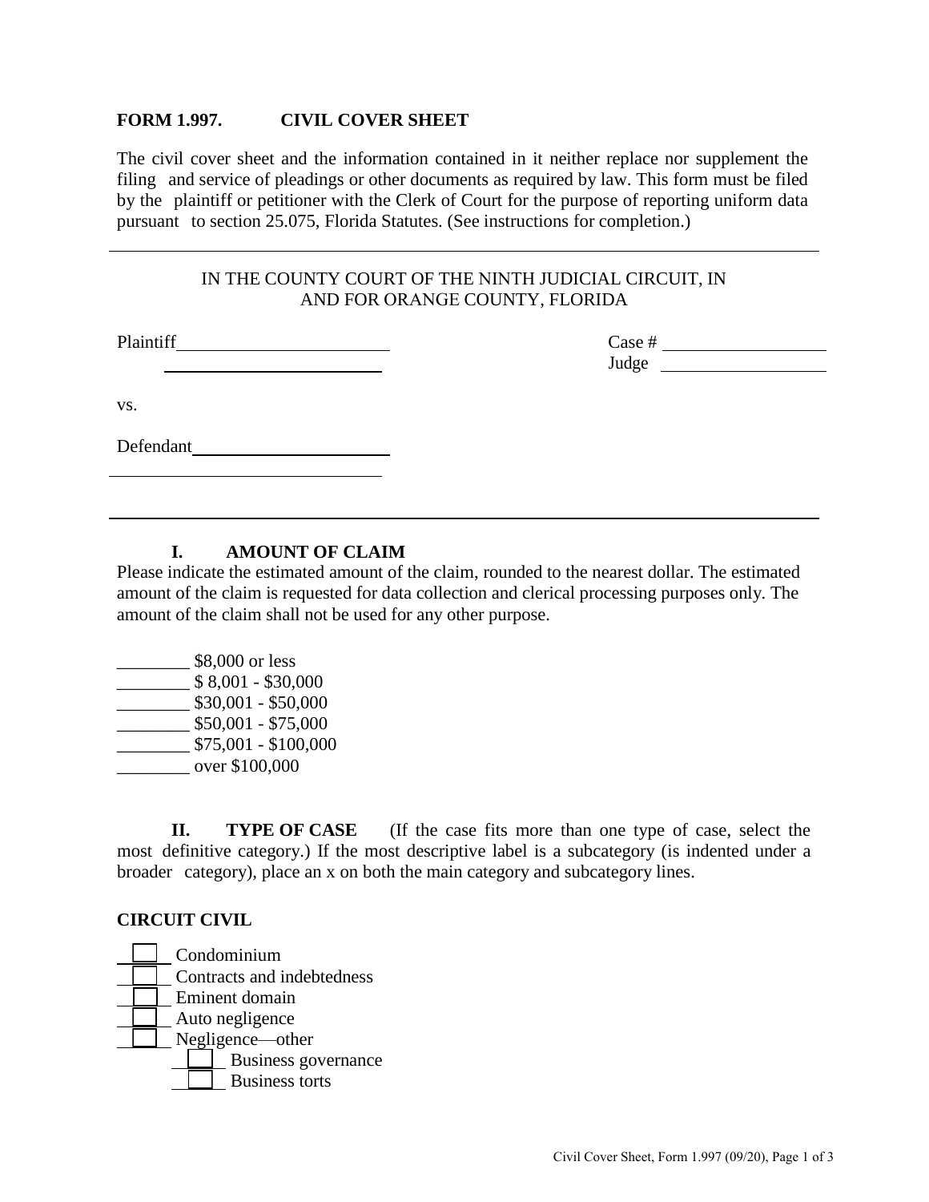**FORM 1.997. CIVIL COVER SHEET**

The civil cover sheet and the information contained in it neither replace nor supplement the filing and service of pleadings or other documents as required by law. This form must be filed by the plaintiff or petitioner with the Clerk of Court for the purpose of reporting uniform data pursuant to section 25.075, Florida Statutes. (See instructions for completion.)

---

IN THE COUNTY COURT OF THE NINTH JUDICIAL CIRCUIT, IN AND FOR ORANGE COUNTY, FLORIDA

Plaintiff \_\_\_\_\_\_\_\_\_\_\_\_\_\_\_\_\_\_\_\_\_\_\_\_ Case # \_\_\_\_\_\_\_\_\_\_\_\_\_\_\_\_\_\_

\_\_\_\_\_\_\_\_\_\_\_\_\_\_\_\_\_\_\_\_\_\_\_\_ Judge \_\_\_\_\_\_\_\_\_\_\_\_\_\_\_\_\_\_

vs.

Defendant \_\_\_\_\_\_\_\_\_\_\_\_\_\_\_\_\_\_\_\_\_\_\_\_

\_\_\_\_\_\_\_\_\_\_\_\_\_\_\_\_\_\_\_\_\_\_\_\_\_\_\_\_\_\_\_\_

---

**I. AMOUNT OF CLAIM**

Please indicate the estimated amount of the claim, rounded to the nearest dollar. The estimated amount of the claim is requested for data collection and clerical processing purposes only. The amount of the claim shall not be used for any other purpose.

\_\_\_\_\_\_\_\_ $8,000 or less
\_\_\_\_\_\_\_\_ $ 8,001 - $30,000
\_\_\_\_\_\_\_\_ $30,001 - $50,000
\_\_\_\_\_\_\_\_ $50,001 - $75,000
\_\_\_\_\_\_\_\_ $75,001 - $100,000
\_\_\_\_\_\_\_\_ over $100,000

**II. TYPE OF CASE** (If the case fits more than one type of case, select the most definitive category.) If the most descriptive label is a subcategory (is indented under a broader category), place an x on both the main category and subcategory lines.

**CIRCUIT CIVIL**

☐ Condominium
☐ Contracts and indebtedness
☐ Eminent domain
☐ Auto negligence
☐ Negligence—other
  ☐ Business governance
  ☐ Business torts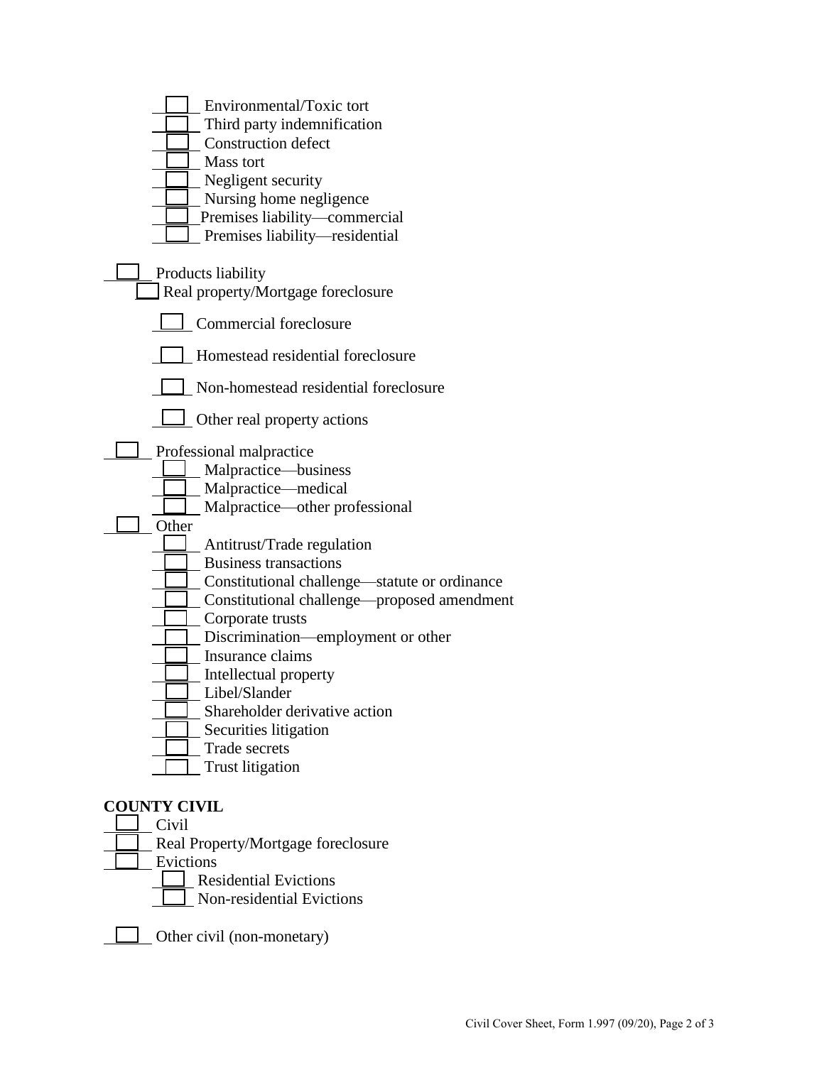- ☐ Environmental/Toxic tort
  - ☐ Third party indemnification
  - ☐ Construction defect
  - ☐ Mass tort
  - ☐ Negligent security
  - ☐ Nursing home negligence
  - ☐ Premises liability—commercial
  - ☐ Premises liability—residential

- ☐ Products liability
- ☐ Real property/Mortgage foreclosure
  - ☐ Commercial foreclosure
  - ☐ Homestead residential foreclosure
  - ☐ Non-homestead residential foreclosure
  - ☐ Other real property actions

- ☐ Professional malpractice
  - ☐ Malpractice—business
  - ☐ Malpractice—medical
  - ☐ Malpractice—other professional
- ☐ Other
  - ☐ Antitrust/Trade regulation
  - ☐ Business transactions
  - ☐ Constitutional challenge—statute or ordinance
  - ☐ Constitutional challenge—proposed amendment
  - ☐ Corporate trusts
  - ☐ Discrimination—employment or other
  - ☐ Insurance claims
  - ☐ Intellectual property
  - ☐ Libel/Slander
  - ☐ Shareholder derivative action
  - ☐ Securities litigation
  - ☐ Trade secrets
  - ☐ Trust litigation

**COUNTY CIVIL**

- ☐ Civil
- ☐ Real Property/Mortgage foreclosure
- ☐ Evictions
  - ☐ Residential Evictions
  - ☐ Non-residential Evictions

- ☐ Other civil (non-monetary)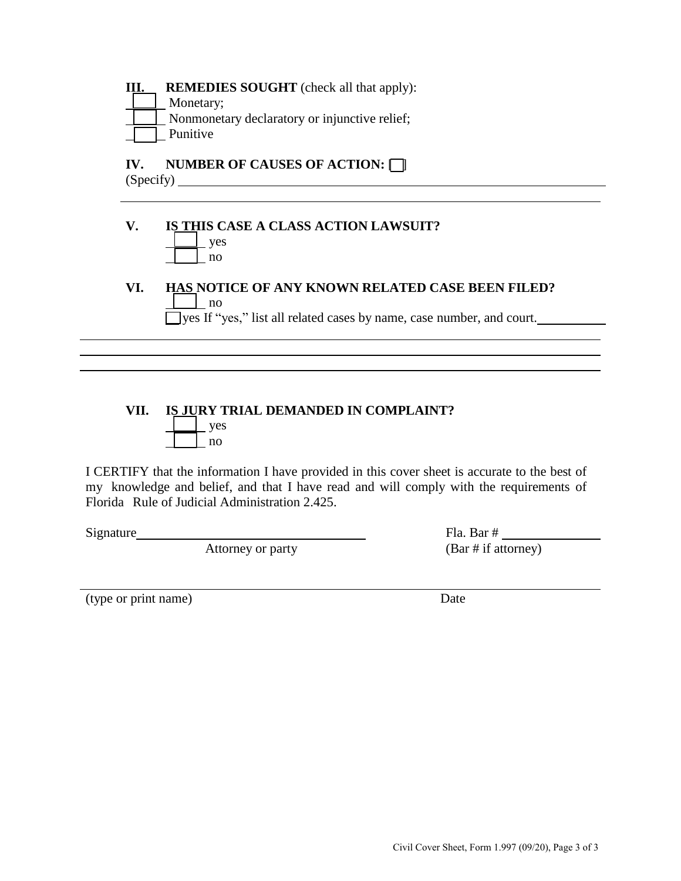**III. REMEDIES SOUGHT** (check all that apply):

☐ Monetary;

☐ Nonmonetary declaratory or injunctive relief;

☐ Punitive

**IV. NUMBER OF CAUSES OF ACTION:** [ ☐ ]

(Specify) ______________________________________________

**V. IS THIS CASE A CLASS ACTION LAWSUIT?**

☐ yes

☐ no

**VI. HAS NOTICE OF ANY KNOWN RELATED CASE BEEN FILED?**

☐ no

☐ yes If "yes," list all related cases by name, case number, and court. __________

______________________________________________

______________________________________________

**VII. IS JURY TRIAL DEMANDED IN COMPLAINT?**

☐ yes

☐ no

I CERTIFY that the information I have provided in this cover sheet is accurate to the best of my knowledge and belief, and that I have read and will comply with the requirements of Florida Rule of Judicial Administration 2.425.

Signature ______________________________ Fla. Bar # ______________

Attorney or party (Bar # if attorney)

______________________________________________

(type or print name) Date